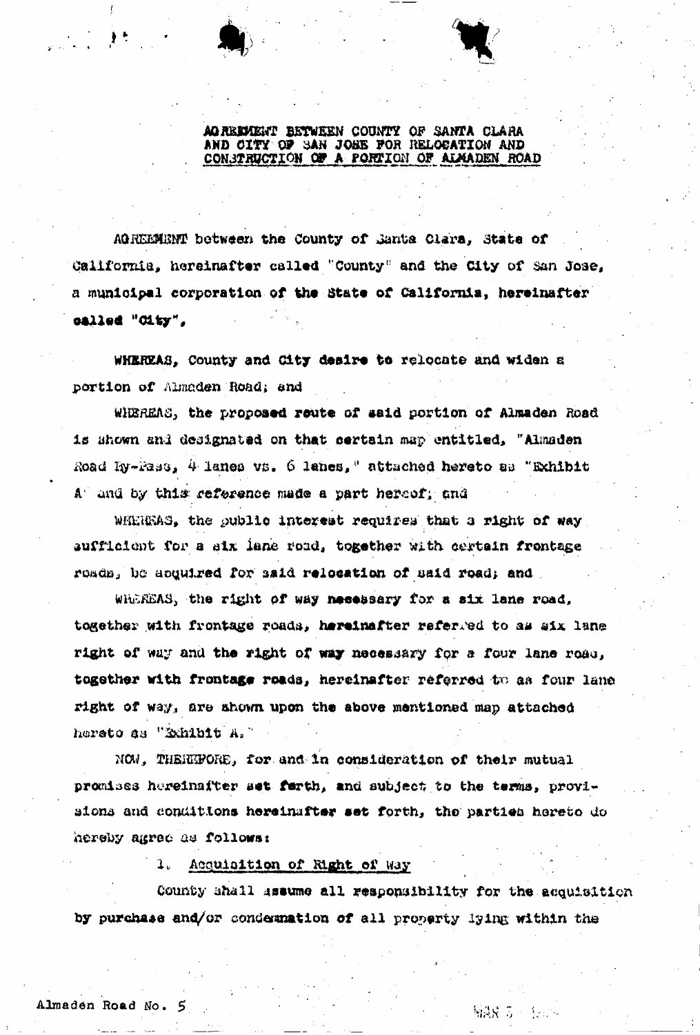**AGREEMENT BETWEEN COUNTY OF SANTA CLARA AND CITY OF SAN JOSE FOR RELOCATION AND CONSTRUCTION OF A PORTION OF ALMADEN ROAD**

AGREEMENT between the County of Santa Clara, State of California, hereinafter called "County" and the City of San Jose, a municipal corporation of the State of California, hereinafter called "City",

WHEREAS, County and City desire to relocate and widen a portion of Almaden Road; and

WHEREAS, the proposed route of said portion of Almaden Road is shown and designated on that certain map entitled, "Almaden Road By-Pass, 4 lanes vs. 6 lanes," attached hereto as "Exhibit A" and by this reference made a part hereof; and

WHEREAS, the public interest requires that a right of way sufficient for a six lane road, together with certain frontage roads, be acquired for said relocation of said road; and

WHEREAS, the right of way necessary for a six lane road, together with frontage roads, hereinafter referred to as six lane right of way and the right of way necessary for a four lane road, together with frontage roads, hereinafter referred to as four lane right of way, are shown upon the above mentioned map attached hereto as "Exhibit A."

NOW, THEREFORE, for and in consideration of their mutual promises hereinafter set forth, and subject to the terms, provisions and conditions hereinafter set forth, the parties hereto do hereby agree as follows:

1. Acquisition of Right of Way

County shall assume all responsibility for the acquisition by purchase and/or condemnation of all property lying within the

Almaden Road No. 5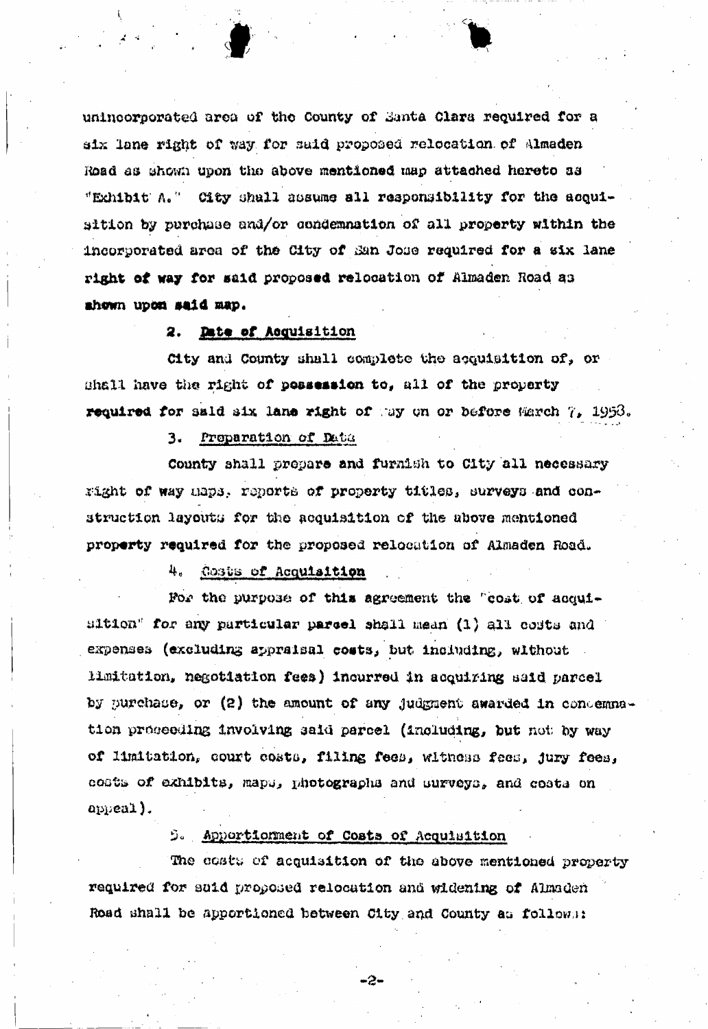unincorporated area of the County of Santa Clara required for a six lane right of way for said proposed relocation of Almaden Road as shown upon the above mentioned map attached hereto as "Exhibit A." City shall assume all responsibility for the acquisition by purchase and/or condemnation of all property within the incorporated area of the City of San Jose required for a six lane right of way for said proposed relocation of Almaden Road as shown upon said map.

2. Date of Acquisition

City and County shall complete the acquisition of, or shall have the right of possession to, all of the property required for said six lane right of way on or before March 7, 1958.

3. Preparation of Data

County shall prepare and furnish to City all necessary right of way maps, reports of property titles, surveys and construction layouts for the acquisition of the above mentioned property required for the proposed relocation of Almaden Road.

4. Costs of Acquisition

For the purpose of this agreement the "cost of acquisition" for any particular parcel shall mean (1) all costs and expenses (excluding appraisal costs, but including, without limitation, negotiation fees) incurred in acquiring said parcel by purchase, or (2) the amount of any judgment awarded in condemnation proceeding involving said parcel (including, but not by way of limitation, court costs, filing fees, witness fees, jury fees, costs of exhibits, maps, photographs and surveys, and costs on appeal).

5. Apportionment of Costs of Acquisition

The costs of acquisition of the above mentioned property required for said proposed relocation and widening of Almaden Road shall be apportioned between City and County as follows: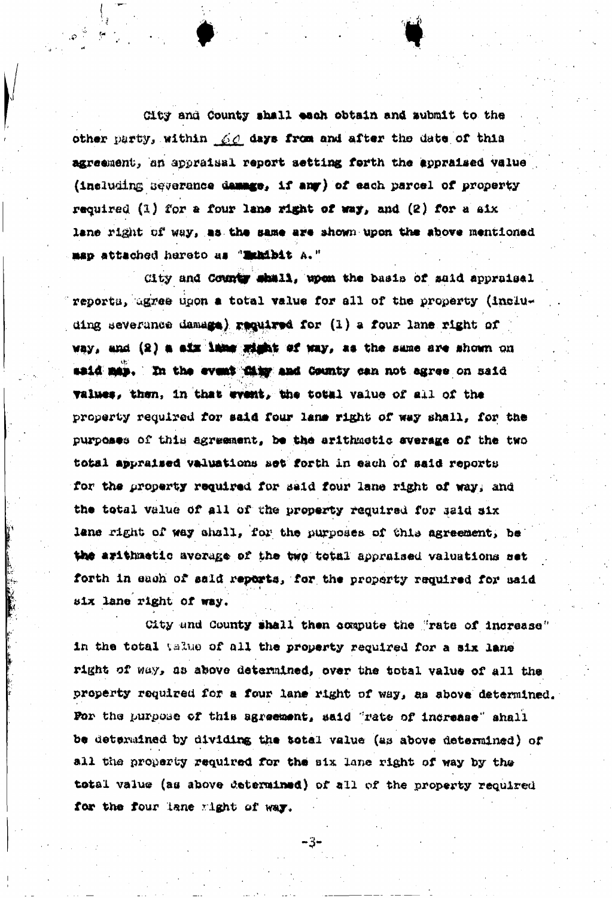City and County shall each obtain and submit to the other party, within 60 days from and after the date of this agreement, an appraisal report setting forth the appraised value (including severance damage, if any) of each parcel of property required (1) for a four lane right of way, and (2) for a six lane right of way, as the same are shown upon the above mentioned map attached hereto as "Exhibit A."

City and County shall, upon the basis of said appraisal reports, agree upon a total value for all of the property (including severance damage) required for (1) a four lane right of way, and (2) a six lane right of way, as the same are shown on said map. In the event City and County can not agree on said values, then, in that event, the total value of all of the property required for said four lane right of way shall, for the purposes of this agreement, be the arithmetic average of the two total appraised valuations set forth in each of said reports for the property required for said four lane right of way, and the total value of all of the property required for said six lane right of way shall, for the purposes of this agreement, be the arithmetic average of the two total appraised valuations set forth in each of said reports, for the property required for said six lane right of way.

City and County shall then compute the "rate of increase" in the total value of all the property required for a six lane right of way, as above determined, over the total value of all the property required for a four lane right of way, as above determined. For the purpose of this agreement, said "rate of increase" shall be determined by dividing the total value (as above determined) of all the property required for the six lane right of way by the total value (as above determined) of all of the property required for the four lane right of way.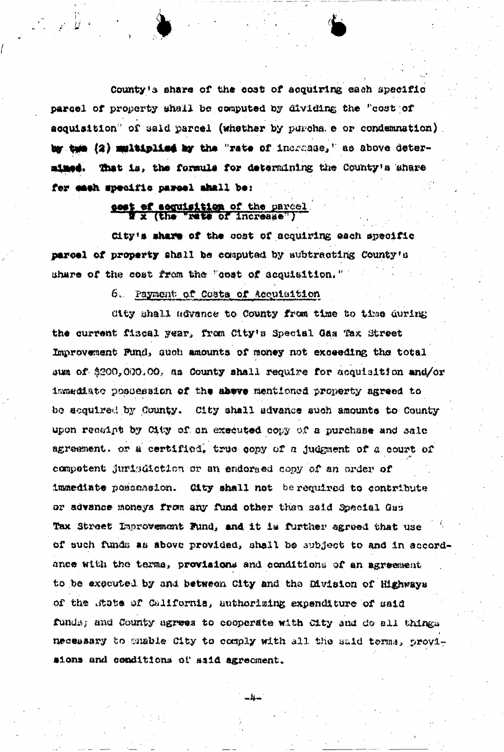County's share of the cost of acquiring each specific parcel of property shall be computed by dividing the "cost of acquisition" of said parcel (whether by purchase or condemnation) by two (2) multiplied by the "rate of increase," as above determined. That is, the formula for determining the County's share for each specific parcel shall be:

$$\frac{\text{cost of acquisition of the parcel}}{2 \times (\text{the "rate of increase"})}$$

City's share of the cost of acquiring each specific parcel of property shall be computed by subtracting County's share of the cost from the "cost of acquisition."

6. Payment of Costs of Acquisition

City shall advance to County from time to time during the current fiscal year, from City's Special Gas Tax Street Improvement Fund, such amounts of money not exceeding the total sum of $200,000.00, as County shall require for acquisition and/or immediate possession of the above mentioned property agreed to be acquired by County. City shall advance such amounts to County upon receipt by City of an executed copy of a purchase and sale agreement, or a certified, true copy of a judgment of a court of competent jurisdiction or an endorsed copy of an order of immediate possession. City shall not be required to contribute or advance moneys from any fund other than said Special Gas Tax Street Improvement Fund, and it is further agreed that use of such funds as above provided, shall be subject to and in accordance with the terms, provisions and conditions of an agreement to be executed by and between City and the Division of Highways of the State of California, authorizing expenditure of said funds; and County agrees to cooperate with City and do all things necessary to enable City to comply with all the said terms, provisions and conditions of said agreement.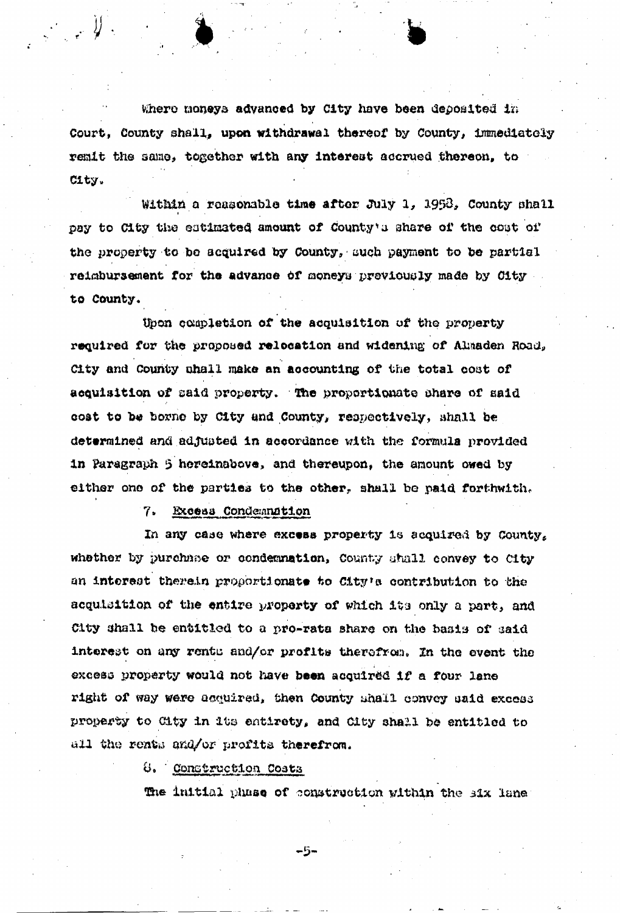Where moneys advanced by City have been deposited in Court, County shall, upon withdrawal thereof by County, immediately remit the same, together with any interest accrued thereon, to City.

Within a reasonable time after July 1, 1958, County shall pay to City the estimated amount of County's share of the cost of the property to be acquired by County, such payment to be partial reimbursement for the advance of moneys previously made by City to County.

Upon completion of the acquisition of the property required for the proposed relocation and widening of Almaden Road, City and County shall make an accounting of the total cost of acquisition of said property. The proportionate share of said cost to be borne by City and County, respectively, shall be determined and adjusted in accordance with the formula provided in Paragraph 5 hereinabove, and thereupon, the amount owed by either one of the parties to the other, shall be paid forthwith.

7. Excess Condemnation

In any case where excess property is acquired by County, whether by purchase or condemnation, County shall convey to City an interest therein proportionate to City's contribution to the acquisition of the entire property of which its only a part, and City shall be entitled to a pro-rata share on the basis of said interest on any rents and/or profits therefrom. In the event the excess property would not have been acquired if a four lane right of way were acquired, then County shall convey said excess property to City in its entirety, and City shall be entitled to all the rents and/or profits therefrom.

8. Construction Costs

The initial phase of construction within the six lane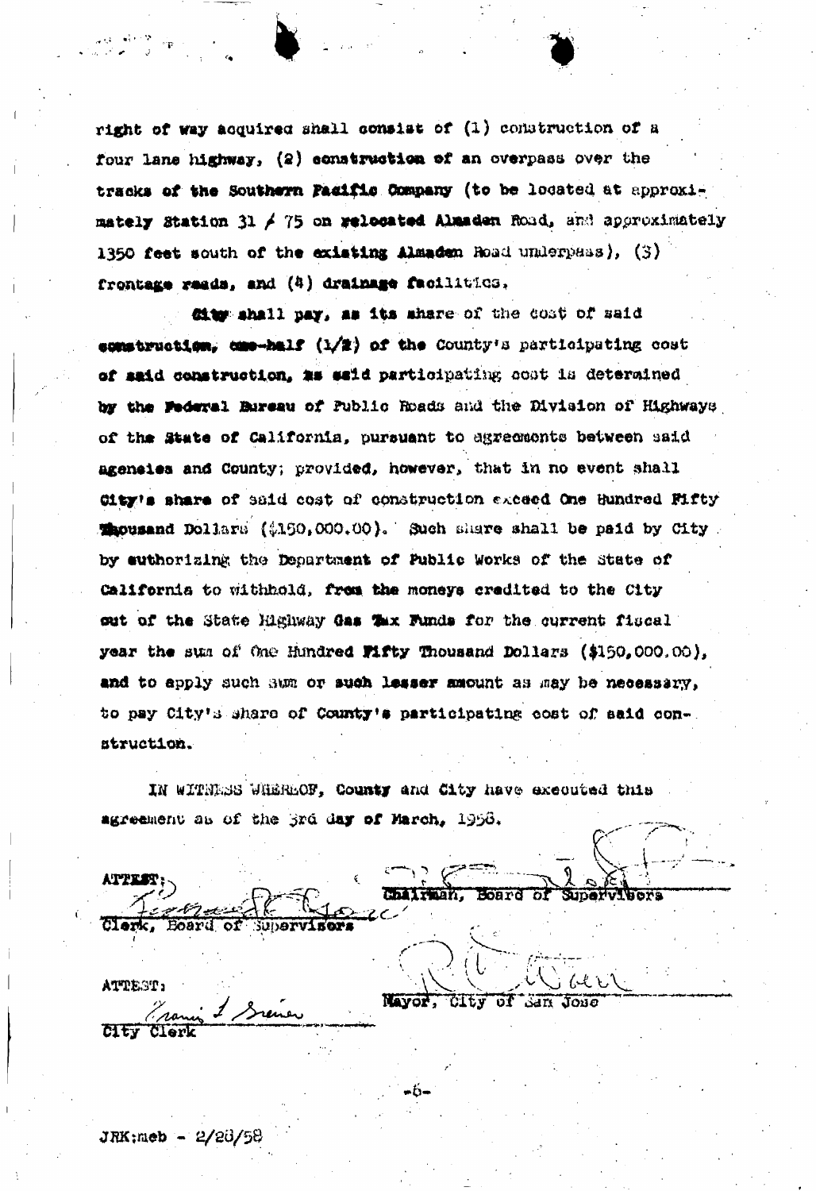right of way acquired shall consist of (1) construction of a four lane highway, (2) construction of an overpass over the tracks of the Southern Pacific Company (to be located at approximately Station 31 + 75 on relocated Almaden Road, and approximately 1350 feet south of the existing Almaden Road underpass), (3) frontage roads, and (4) drainage facilities.

City shall pay, as its share of the cost of said construction, one-half (1/2) of the County's participating cost of said construction, as said participating cost is determined by the Federal Bureau of Public Roads and the Division of Highways of the State of California, pursuant to agreements between said agencies and County; provided, however, that in no event shall City's share of said cost of construction exceed One Hundred Fifty Thousand Dollars ($150,000.00). Such share shall be paid by City by authorizing the Department of Public Works of the State of California to withhold, from the moneys credited to the City out of the State Highway Gas Tax Funds for the current fiscal year the sum of One Hundred Fifty Thousand Dollars ($150,000.00), and to apply such sum or such lesser amount as may be necessary, to pay City's share of County's participating cost of said construction.

IN WITNESS WHEREOF, County and City have executed this agreement as of the 3rd day of March, 1958.

ATTEST:

Clerk, Board of Supervisors

Chairman, Board of Supervisors

ATTEST:

City Clerk

Mayor, City of San Jose

JRK:meb - 2/28/58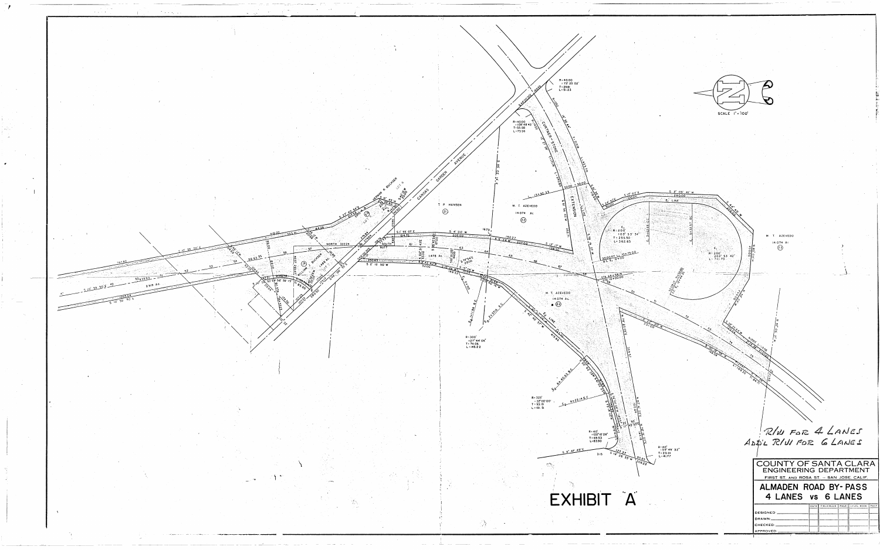R/W FOR 4 LANES
ADD'L R/W FOR 6 LANES

# EXHIBIT "A"

COUNTY OF SANTA CLARA
ENGINEERING DEPARTMENT
FIRST ST. AND ROSA ST. -- SAN JOSE, CALIF.

## ALMADEN ROAD BY-PASS
## 4 LANES vs 6 LANES

| | DATE | FIELD BOOK | PAGE | LEVEL BOOK | PAGE |
|---|---|---|---|---|---|
| DESIGNED | | | | | |
| DRAWN | | | | | |
| CHECKED | | | | | |
| APPROVED | | | | | |

SCALE 1" = 100'

CANOAS GARDEN AVENUE

CURTNER-STONE EXTENSION

T. P. HANSEN

M. T. AZEVEDO 14.074 Ac.

WILLIAM J. BUCHSER 1.486 Ac.

HERMAN R. BUCHSER

R = 40.00, Δ = 73°33'02", T = 29.81, L = 51.23

R = 40.00, Δ = 108°48'43", T = 55.08, L = 75.96

R = 200', Δ = 103°53'34", T = 255.30, L = 362.65

R = 200', Δ = 203°53'42", L = 711.73

R = 300', Δ = 27°44'06", T = 74.06, L = 145.23

R = 325', Δ = 32°00'00", T = 93.19, L = 181.51

R = 40', Δ = 120°01'28", T = 69.53, L = 83.80

R = 40', Δ = 59°49'32", T = 23.01, L = 41.77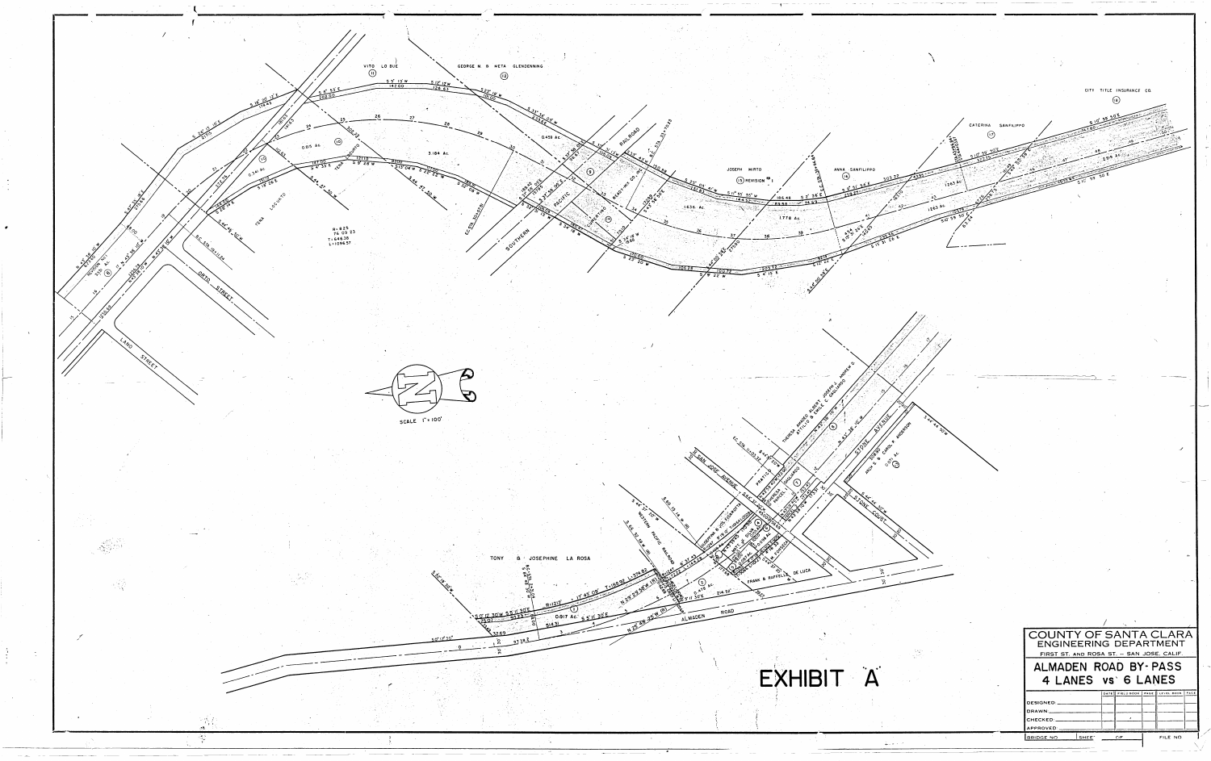VITO LO BUE

(11)

GEORGE N. & META GLENDENNING

(12)

CITY TITLE INSURANCE CO.

(18)

CATERINA SANFILIPPO

(17)

JOSEPH MIRTO

(15) REVISION

ANNA SANFILIPPO

(16)

SOUTHERN PACIFIC RAILROAD

TENA LOGUNTO

OPITZ STREET

LANO STREET

R = 825
T = 648.38
L = 1094.57

SCALE 1" = 100'

TONY & JOSEPHINE LA ROSA

FRANK & RAFFAELA DE LUCA

SAN JOSE AVENUE

STONE AVENUE

STONE COURT

WESTERN PACIFIC RAILROAD

ALMADEN ROAD

ARCH E. & CAROL A. ANDERSON

# EXHIBIT "A"

COUNTY OF SANTA CLARA
ENGINEERING DEPARTMENT
FIRST ST. AND ROSA ST. — SAN JOSE, CALIF.

## ALMADEN ROAD BY-PASS
## 4 LANES vs 6 LANES

| | DATE | FIELD BOOK | PAGE | LEVEL BOOK | PAGE |
|---|---|---|---|---|---|
| DESIGNED | | | | | |
| DRAWN | | | | | |
| CHECKED | | | | | |
| APPROVED | | | | | |

BRIDGE NO. SHEET OF FILE NO.